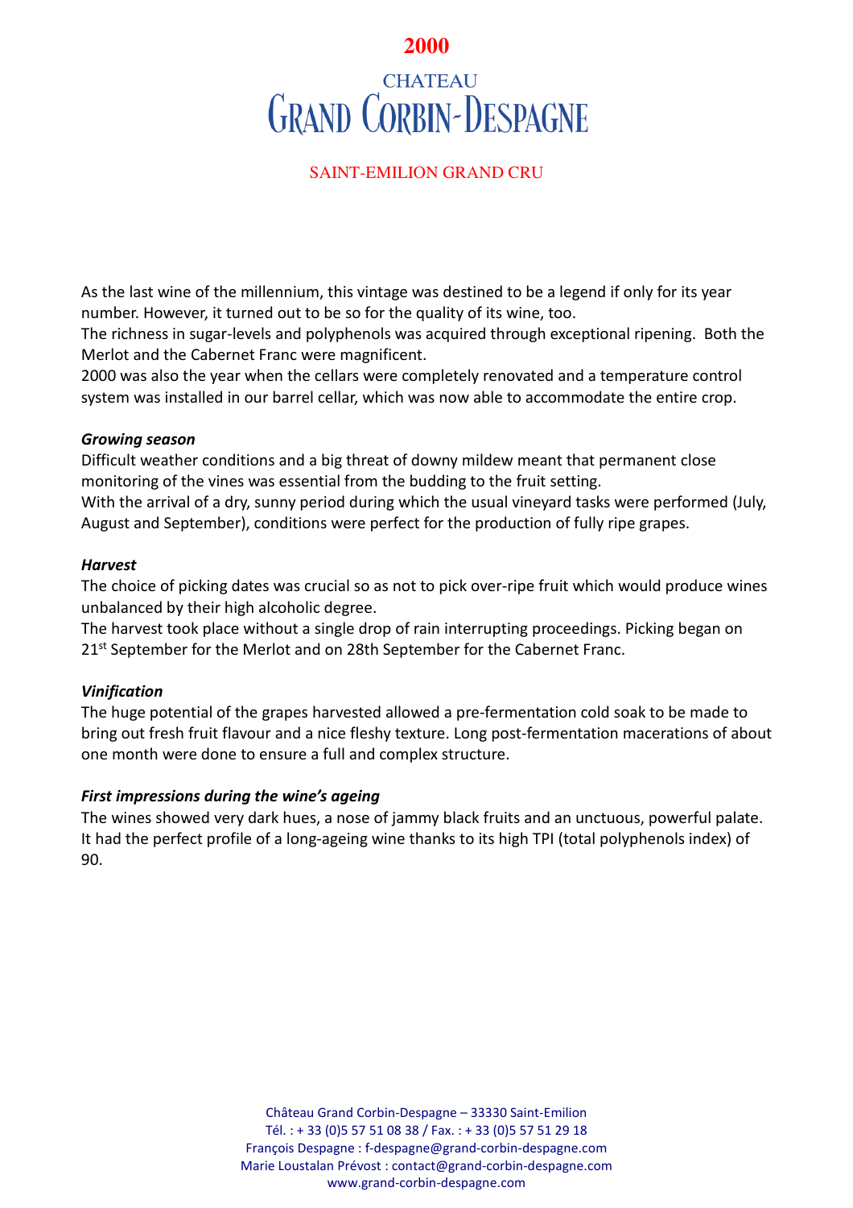# 2000

## CHATEAU GRAND CORBIN-DESPAGNE

SAINT-EMILION GRAND CRU

As the last wine of the millennium, this vintage was destined to be a legend if only for its year number. However, it turned out to be so for the quality of its wine, too.
The richness in sugar-levels and polyphenols was acquired through exceptional ripening. Both the Merlot and the Cabernet Franc were magnificent.
2000 was also the year when the cellars were completely renovated and a temperature control system was installed in our barrel cellar, which was now able to accommodate the entire crop.

***Growing season***

Difficult weather conditions and a big threat of downy mildew meant that permanent close monitoring of the vines was essential from the budding to the fruit setting.
With the arrival of a dry, sunny period during which the usual vineyard tasks were performed (July, August and September), conditions were perfect for the production of fully ripe grapes.

***Harvest***

The choice of picking dates was crucial so as not to pick over-ripe fruit which would produce wines unbalanced by their high alcoholic degree.
The harvest took place without a single drop of rain interrupting proceedings. Picking began on 21st September for the Merlot and on 28th September for the Cabernet Franc.

***Vinification***

The huge potential of the grapes harvested allowed a pre-fermentation cold soak to be made to bring out fresh fruit flavour and a nice fleshy texture. Long post-fermentation macerations of about one month were done to ensure a full and complex structure.

***First impressions during the wine's ageing***

The wines showed very dark hues, a nose of jammy black fruits and an unctuous, powerful palate. It had the perfect profile of a long-ageing wine thanks to its high TPI (total polyphenols index) of 90.

Château Grand Corbin-Despagne – 33330 Saint-Emilion
Tél. : + 33 (0)5 57 51 08 38 / Fax. : + 33 (0)5 57 51 29 18
François Despagne : f-despagne@grand-corbin-despagne.com
Marie Loustalan Prévost : contact@grand-corbin-despagne.com
www.grand-corbin-despagne.com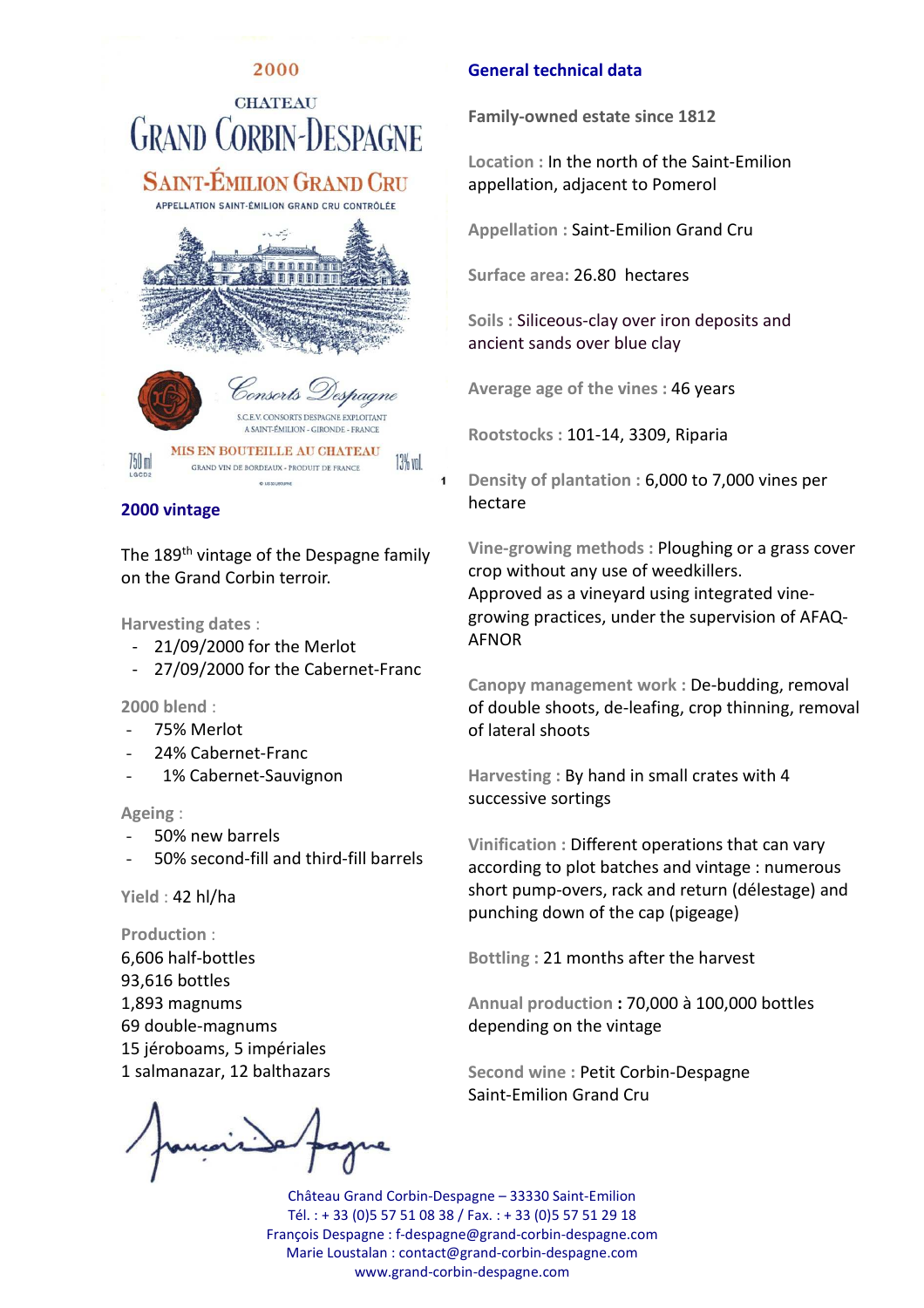2000

CHATEAU

# GRAND CORBIN-DESPAGNE

SAINT-ÉMILION GRAND CRU

APPELLATION SAINT-ÉMILION GRAND CRU CONTRÔLÉE

Consorts Despagne

S.C.E.V. CONSORTS DESPAGNE EXPLOITANT
A SAINT-ÉMILION - GIRONDE - FRANCE

MIS EN BOUTEILLE AU CHATEAU

GRAND VIN DE BORDEAUX - PRODUIT DE FRANCE

750 ml 13% vol.

## 2000 vintage

The 189th vintage of the Despagne family on the Grand Corbin terroir.

**Harvesting dates :**

- 21/09/2000 for the Merlot
- 27/09/2000 for the Cabernet-Franc

**2000 blend :**

- 75% Merlot
- 24% Cabernet-Franc
- 1% Cabernet-Sauvignon

**Ageing :**

- 50% new barrels
- 50% second-fill and third-fill barrels

**Yield :** 42 hl/ha

**Production :**

6,606 half-bottles
93,616 bottles
1,893 magnums
69 double-magnums
15 jéroboams, 5 impériales
1 salmanazar, 12 balthazars

## General technical data

**Family-owned estate since 1812**

**Location :** In the north of the Saint-Emilion appellation, adjacent to Pomerol

**Appellation :** Saint-Emilion Grand Cru

**Surface area:** 26.80 hectares

**Soils :** Siliceous-clay over iron deposits and ancient sands over blue clay

**Average age of the vines :** 46 years

**Rootstocks :** 101-14, 3309, Riparia

**Density of plantation :** 6,000 to 7,000 vines per hectare

**Vine-growing methods :** Ploughing or a grass cover crop without any use of weedkillers.
Approved as a vineyard using integrated vine-growing practices, under the supervision of AFAQ-AFNOR

**Canopy management work :** De-budding, removal of double shoots, de-leafing, crop thinning, removal of lateral shoots

**Harvesting :** By hand in small crates with 4 successive sortings

**Vinification :** Different operations that can vary according to plot batches and vintage : numerous short pump-overs, rack and return (délestage) and punching down of the cap (pigeage)

**Bottling :** 21 months after the harvest

**Annual production :** 70,000 à 100,000 bottles depending on the vintage

**Second wine :** Petit Corbin-Despagne Saint-Emilion Grand Cru

Château Grand Corbin-Despagne – 33330 Saint-Emilion
Tél. : + 33 (0)5 57 51 08 38 / Fax. : + 33 (0)5 57 51 29 18
François Despagne : f-despagne@grand-corbin-despagne.com
Marie Loustalan : contact@grand-corbin-despagne.com
www.grand-corbin-despagne.com